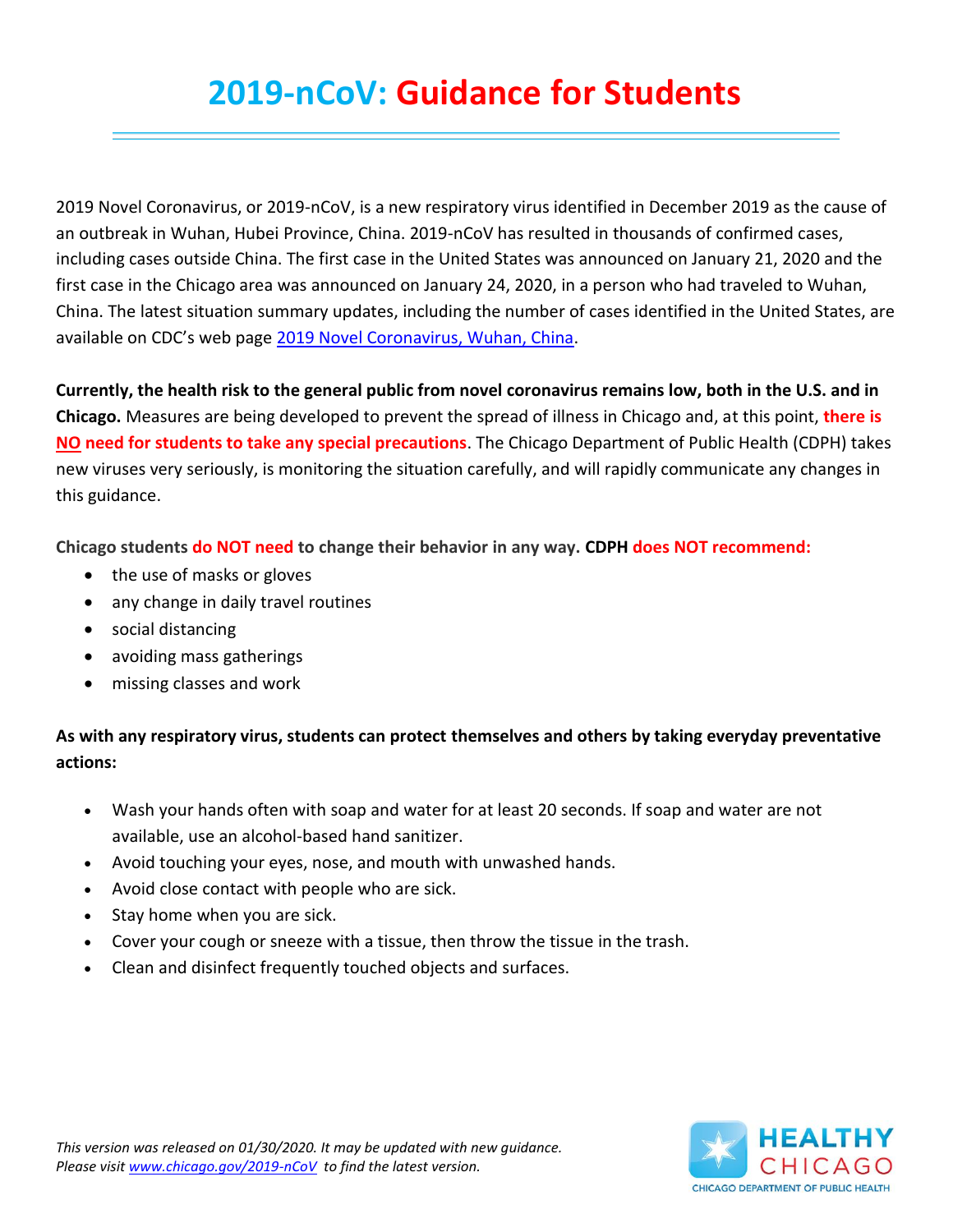# 2019-nCoV: Guidance for Students

2019 Novel Coronavirus, or 2019-nCoV, is a new respiratory virus identified in December 2019 as the cause of an outbreak in Wuhan, Hubei Province, China. 2019-nCoV has resulted in thousands of confirmed cases, including cases outside China. The first case in the United States was announced on January 21, 2020 and the first case in the Chicago area was announced on January 24, 2020, in a person who had traveled to Wuhan, China. The latest situation summary updates, including the number of cases identified in the United States, are available on CDC's web page 2019 Novel Coronavirus, Wuhan, China.

**Currently, the health risk to the general public from novel coronavirus remains low, both in the U.S. and in Chicago.** Measures are being developed to prevent the spread of illness in Chicago and, at this point, **there is NO need for students to take any special precautions**. The Chicago Department of Public Health (CDPH) takes new viruses very seriously, is monitoring the situation carefully, and will rapidly communicate any changes in this guidance.

**Chicago students do NOT need to change their behavior in any way. CDPH does NOT recommend:**

- the use of masks or gloves
- any change in daily travel routines
- social distancing
- avoiding mass gatherings
- missing classes and work

**As with any respiratory virus, students can protect themselves and others by taking everyday preventative actions:**

- Wash your hands often with soap and water for at least 20 seconds. If soap and water are not available, use an alcohol-based hand sanitizer.
- Avoid touching your eyes, nose, and mouth with unwashed hands.
- Avoid close contact with people who are sick.
- Stay home when you are sick.
- Cover your cough or sneeze with a tissue, then throw the tissue in the trash.
- Clean and disinfect frequently touched objects and surfaces.

*This version was released on 01/30/2020. It may be updated with new guidance. Please visit www.chicago.gov/2019-nCoV to find the latest version.*

HEALTHY CHICAGO
CHICAGO DEPARTMENT OF PUBLIC HEALTH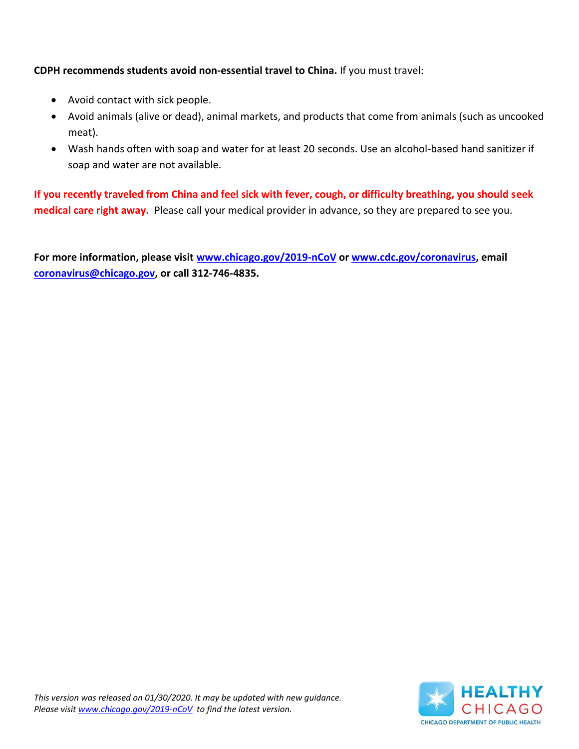**CDPH recommends students avoid non-essential travel to China.** If you must travel:

- Avoid contact with sick people.
- Avoid animals (alive or dead), animal markets, and products that come from animals (such as uncooked meat).
- Wash hands often with soap and water for at least 20 seconds. Use an alcohol-based hand sanitizer if soap and water are not available.

**If you recently traveled from China and feel sick with fever, cough, or difficulty breathing, you should seek medical care right away.** Please call your medical provider in advance, so they are prepared to see you.

**For more information, please visit www.chicago.gov/2019-nCoV or www.cdc.gov/coronavirus, email coronavirus@chicago.gov, or call 312-746-4835.**

*This version was released on 01/30/2020. It may be updated with new guidance.*
*Please visit www.chicago.gov/2019-nCoV to find the latest version.*

HEALTHY CHICAGO
CHICAGO DEPARTMENT OF PUBLIC HEALTH